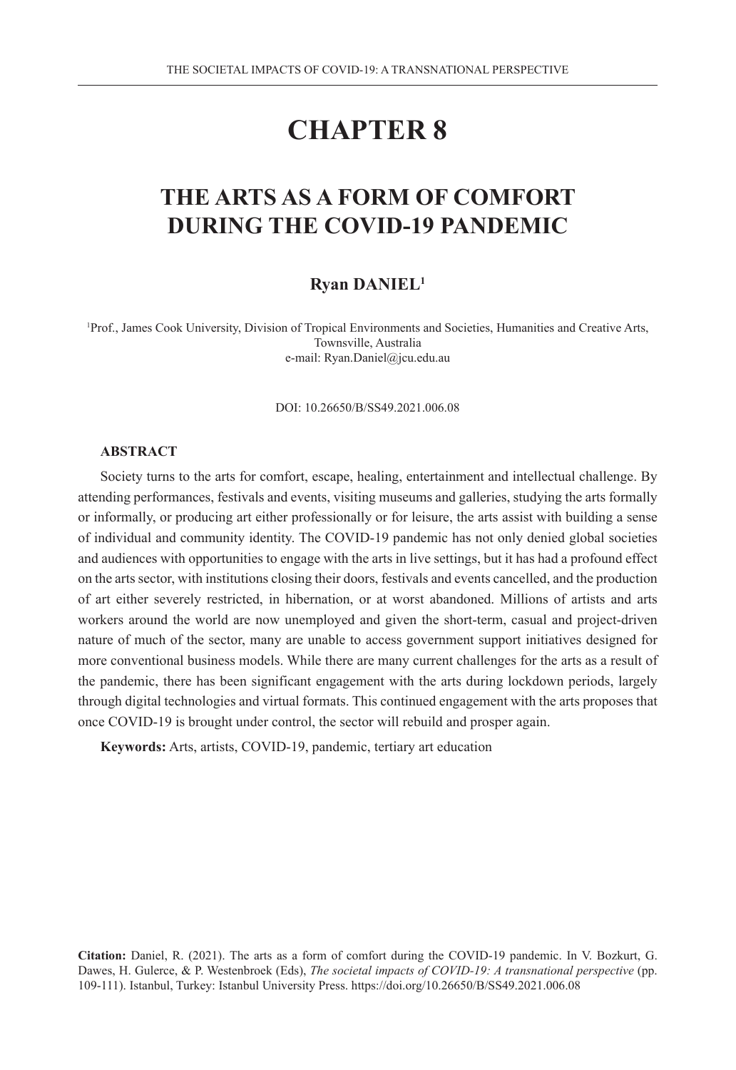# CHAPTER 8

## THE ARTS AS A FORM OF COMFORT DURING THE COVID-19 PANDEMIC

**Ryan DANIEL**[1]

[1]Prof., James Cook University, Division of Tropical Environments and Societies, Humanities and Creative Arts, Townsville, Australia
e-mail: Ryan.Daniel@jcu.edu.au

DOI: 10.26650/B/SS49.2021.006.08

### ABSTRACT

Society turns to the arts for comfort, escape, healing, entertainment and intellectual challenge. By attending performances, festivals and events, visiting museums and galleries, studying the arts formally or informally, or producing art either professionally or for leisure, the arts assist with building a sense of individual and community identity. The COVID-19 pandemic has not only denied global societies and audiences with opportunities to engage with the arts in live settings, but it has had a profound effect on the arts sector, with institutions closing their doors, festivals and events cancelled, and the production of art either severely restricted, in hibernation, or at worst abandoned. Millions of artists and arts workers around the world are now unemployed and given the short-term, casual and project-driven nature of much of the sector, many are unable to access government support initiatives designed for more conventional business models. While there are many current challenges for the arts as a result of the pandemic, there has been significant engagement with the arts during lockdown periods, largely through digital technologies and virtual formats. This continued engagement with the arts proposes that once COVID-19 is brought under control, the sector will rebuild and prosper again.

**Keywords:** Arts, artists, COVID-19, pandemic, tertiary art education

**Citation:** Daniel, R. (2021). The arts as a form of comfort during the COVID-19 pandemic. In V. Bozkurt, G. Dawes, H. Gulerce, & P. Westenbroek (Eds), *The societal impacts of COVID-19: A transnational perspective* (pp. 109-111). Istanbul, Turkey: Istanbul University Press. https://doi.org/10.26650/B/SS49.2021.006.08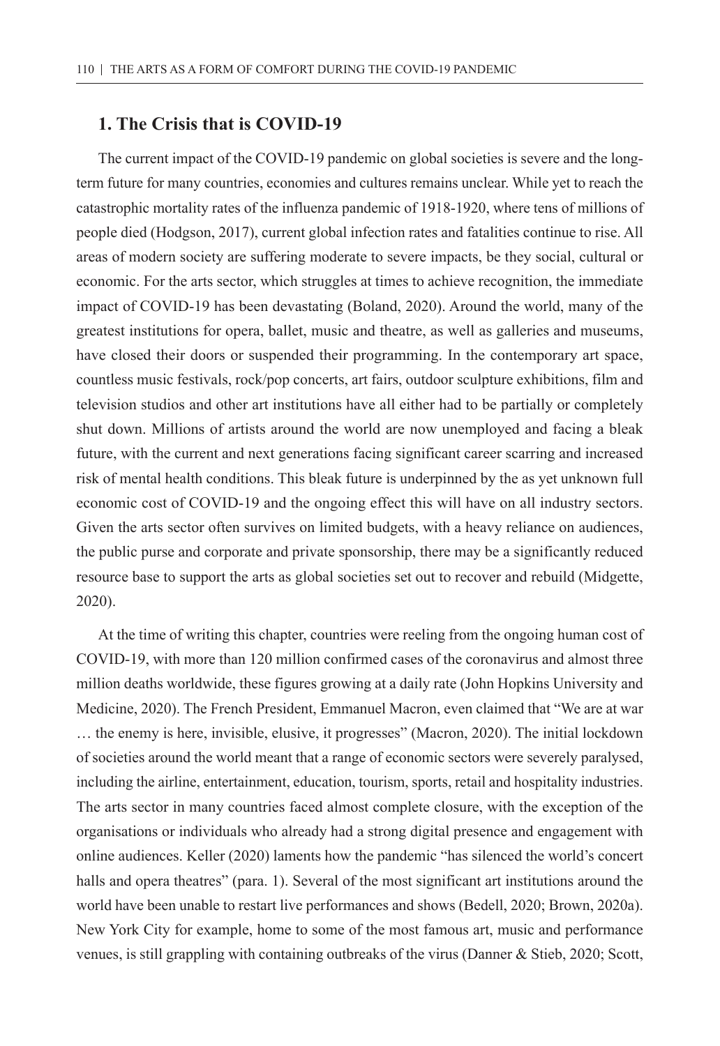## 1. The Crisis that is COVID-19

The current impact of the COVID-19 pandemic on global societies is severe and the long-term future for many countries, economies and cultures remains unclear. While yet to reach the catastrophic mortality rates of the influenza pandemic of 1918-1920, where tens of millions of people died (Hodgson, 2017), current global infection rates and fatalities continue to rise. All areas of modern society are suffering moderate to severe impacts, be they social, cultural or economic. For the arts sector, which struggles at times to achieve recognition, the immediate impact of COVID-19 has been devastating (Boland, 2020). Around the world, many of the greatest institutions for opera, ballet, music and theatre, as well as galleries and museums, have closed their doors or suspended their programming. In the contemporary art space, countless music festivals, rock/pop concerts, art fairs, outdoor sculpture exhibitions, film and television studios and other art institutions have all either had to be partially or completely shut down. Millions of artists around the world are now unemployed and facing a bleak future, with the current and next generations facing significant career scarring and increased risk of mental health conditions. This bleak future is underpinned by the as yet unknown full economic cost of COVID-19 and the ongoing effect this will have on all industry sectors. Given the arts sector often survives on limited budgets, with a heavy reliance on audiences, the public purse and corporate and private sponsorship, there may be a significantly reduced resource base to support the arts as global societies set out to recover and rebuild (Midgette, 2020).

At the time of writing this chapter, countries were reeling from the ongoing human cost of COVID-19, with more than 120 million confirmed cases of the coronavirus and almost three million deaths worldwide, these figures growing at a daily rate (John Hopkins University and Medicine, 2020). The French President, Emmanuel Macron, even claimed that "We are at war … the enemy is here, invisible, elusive, it progresses" (Macron, 2020). The initial lockdown of societies around the world meant that a range of economic sectors were severely paralysed, including the airline, entertainment, education, tourism, sports, retail and hospitality industries. The arts sector in many countries faced almost complete closure, with the exception of the organisations or individuals who already had a strong digital presence and engagement with online audiences. Keller (2020) laments how the pandemic "has silenced the world's concert halls and opera theatres" (para. 1). Several of the most significant art institutions around the world have been unable to restart live performances and shows (Bedell, 2020; Brown, 2020a). New York City for example, home to some of the most famous art, music and performance venues, is still grappling with containing outbreaks of the virus (Danner & Stieb, 2020; Scott,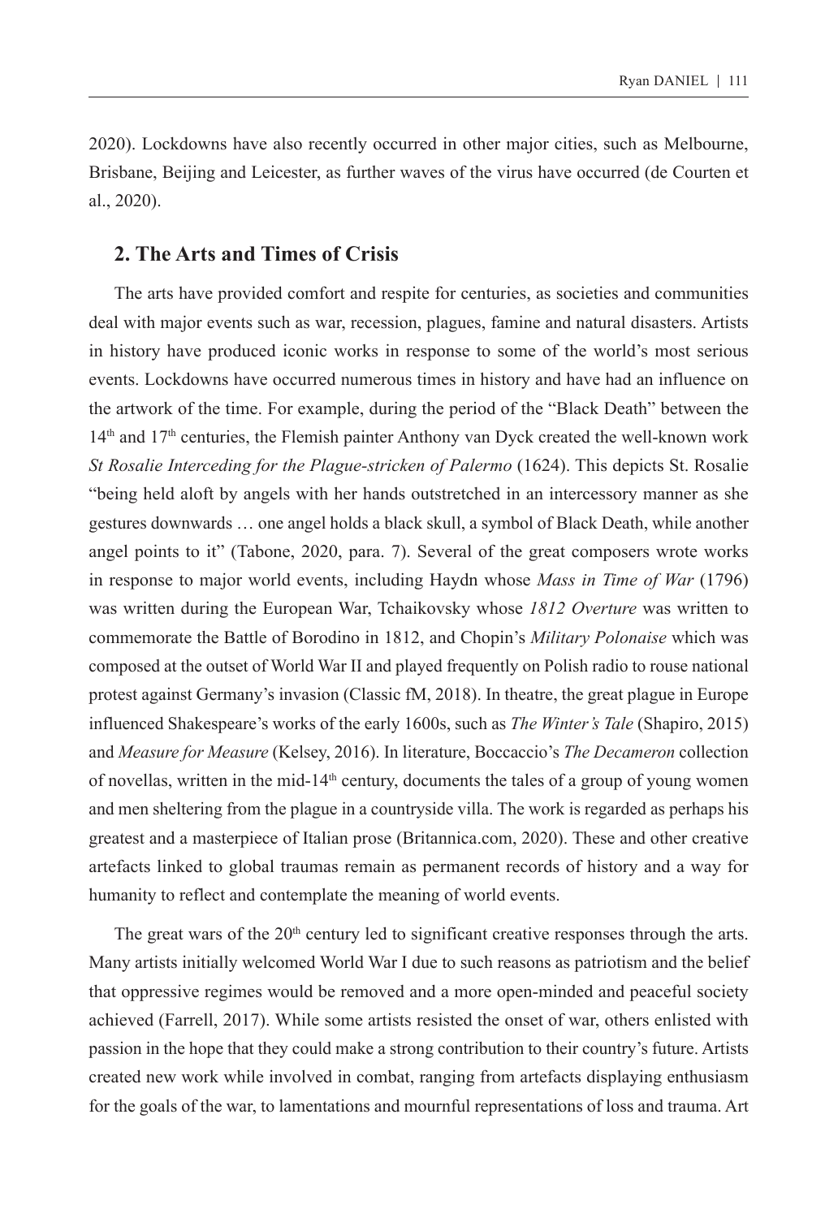2020). Lockdowns have also recently occurred in other major cities, such as Melbourne, Brisbane, Beijing and Leicester, as further waves of the virus have occurred (de Courten et al., 2020).

## 2. The Arts and Times of Crisis

The arts have provided comfort and respite for centuries, as societies and communities deal with major events such as war, recession, plagues, famine and natural disasters. Artists in history have produced iconic works in response to some of the world's most serious events. Lockdowns have occurred numerous times in history and have had an influence on the artwork of the time. For example, during the period of the "Black Death" between the 14th and 17th centuries, the Flemish painter Anthony van Dyck created the well-known work *St Rosalie Interceding for the Plague-stricken of Palermo* (1624). This depicts St. Rosalie "being held aloft by angels with her hands outstretched in an intercessory manner as she gestures downwards … one angel holds a black skull, a symbol of Black Death, while another angel points to it" (Tabone, 2020, para. 7). Several of the great composers wrote works in response to major world events, including Haydn whose *Mass in Time of War* (1796) was written during the European War, Tchaikovsky whose *1812 Overture* was written to commemorate the Battle of Borodino in 1812, and Chopin's *Military Polonaise* which was composed at the outset of World War II and played frequently on Polish radio to rouse national protest against Germany's invasion (Classic fM, 2018). In theatre, the great plague in Europe influenced Shakespeare's works of the early 1600s, such as *The Winter's Tale* (Shapiro, 2015) and *Measure for Measure* (Kelsey, 2016). In literature, Boccaccio's *The Decameron* collection of novellas, written in the mid-14th century, documents the tales of a group of young women and men sheltering from the plague in a countryside villa. The work is regarded as perhaps his greatest and a masterpiece of Italian prose (Britannica.com, 2020). These and other creative artefacts linked to global traumas remain as permanent records of history and a way for humanity to reflect and contemplate the meaning of world events.

The great wars of the 20th century led to significant creative responses through the arts. Many artists initially welcomed World War I due to such reasons as patriotism and the belief that oppressive regimes would be removed and a more open-minded and peaceful society achieved (Farrell, 2017). While some artists resisted the onset of war, others enlisted with passion in the hope that they could make a strong contribution to their country's future. Artists created new work while involved in combat, ranging from artefacts displaying enthusiasm for the goals of the war, to lamentations and mournful representations of loss and trauma. Art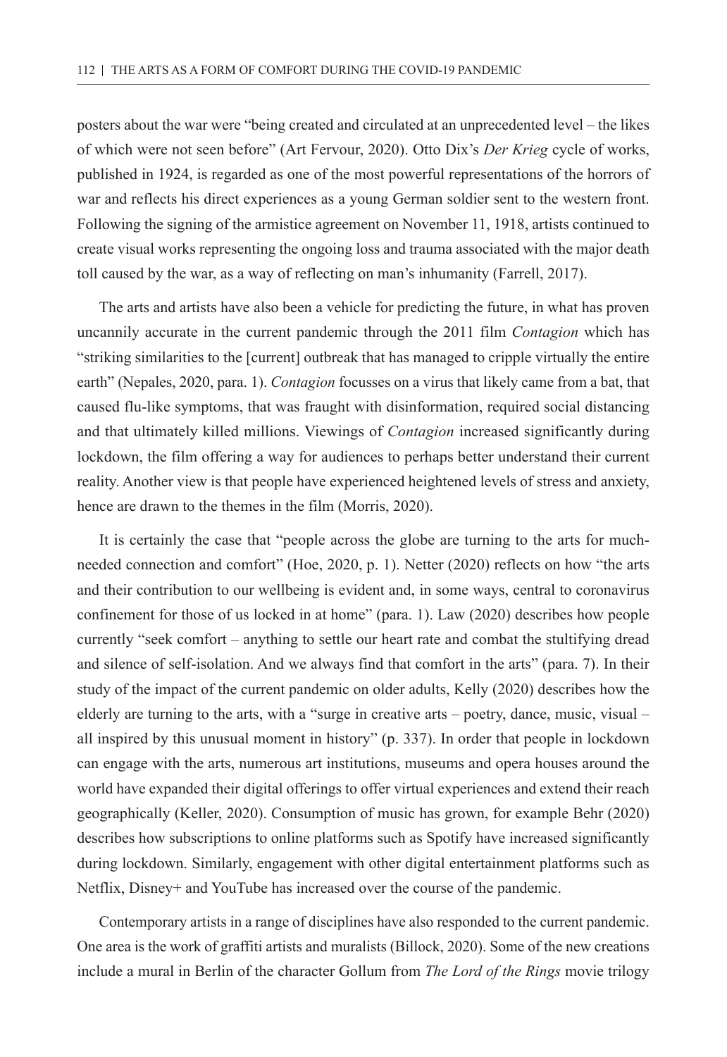posters about the war were "being created and circulated at an unprecedented level – the likes of which were not seen before" (Art Fervour, 2020). Otto Dix's *Der Krieg* cycle of works, published in 1924, is regarded as one of the most powerful representations of the horrors of war and reflects his direct experiences as a young German soldier sent to the western front. Following the signing of the armistice agreement on November 11, 1918, artists continued to create visual works representing the ongoing loss and trauma associated with the major death toll caused by the war, as a way of reflecting on man's inhumanity (Farrell, 2017).

The arts and artists have also been a vehicle for predicting the future, in what has proven uncannily accurate in the current pandemic through the 2011 film *Contagion* which has "striking similarities to the [current] outbreak that has managed to cripple virtually the entire earth" (Nepales, 2020, para. 1). *Contagion* focusses on a virus that likely came from a bat, that caused flu-like symptoms, that was fraught with disinformation, required social distancing and that ultimately killed millions. Viewings of *Contagion* increased significantly during lockdown, the film offering a way for audiences to perhaps better understand their current reality. Another view is that people have experienced heightened levels of stress and anxiety, hence are drawn to the themes in the film (Morris, 2020).

It is certainly the case that "people across the globe are turning to the arts for much-needed connection and comfort" (Hoe, 2020, p. 1). Netter (2020) reflects on how "the arts and their contribution to our wellbeing is evident and, in some ways, central to coronavirus confinement for those of us locked in at home" (para. 1). Law (2020) describes how people currently "seek comfort – anything to settle our heart rate and combat the stultifying dread and silence of self-isolation. And we always find that comfort in the arts" (para. 7). In their study of the impact of the current pandemic on older adults, Kelly (2020) describes how the elderly are turning to the arts, with a "surge in creative arts – poetry, dance, music, visual – all inspired by this unusual moment in history" (p. 337). In order that people in lockdown can engage with the arts, numerous art institutions, museums and opera houses around the world have expanded their digital offerings to offer virtual experiences and extend their reach geographically (Keller, 2020). Consumption of music has grown, for example Behr (2020) describes how subscriptions to online platforms such as Spotify have increased significantly during lockdown. Similarly, engagement with other digital entertainment platforms such as Netflix, Disney+ and YouTube has increased over the course of the pandemic.

Contemporary artists in a range of disciplines have also responded to the current pandemic. One area is the work of graffiti artists and muralists (Billock, 2020). Some of the new creations include a mural in Berlin of the character Gollum from *The Lord of the Rings* movie trilogy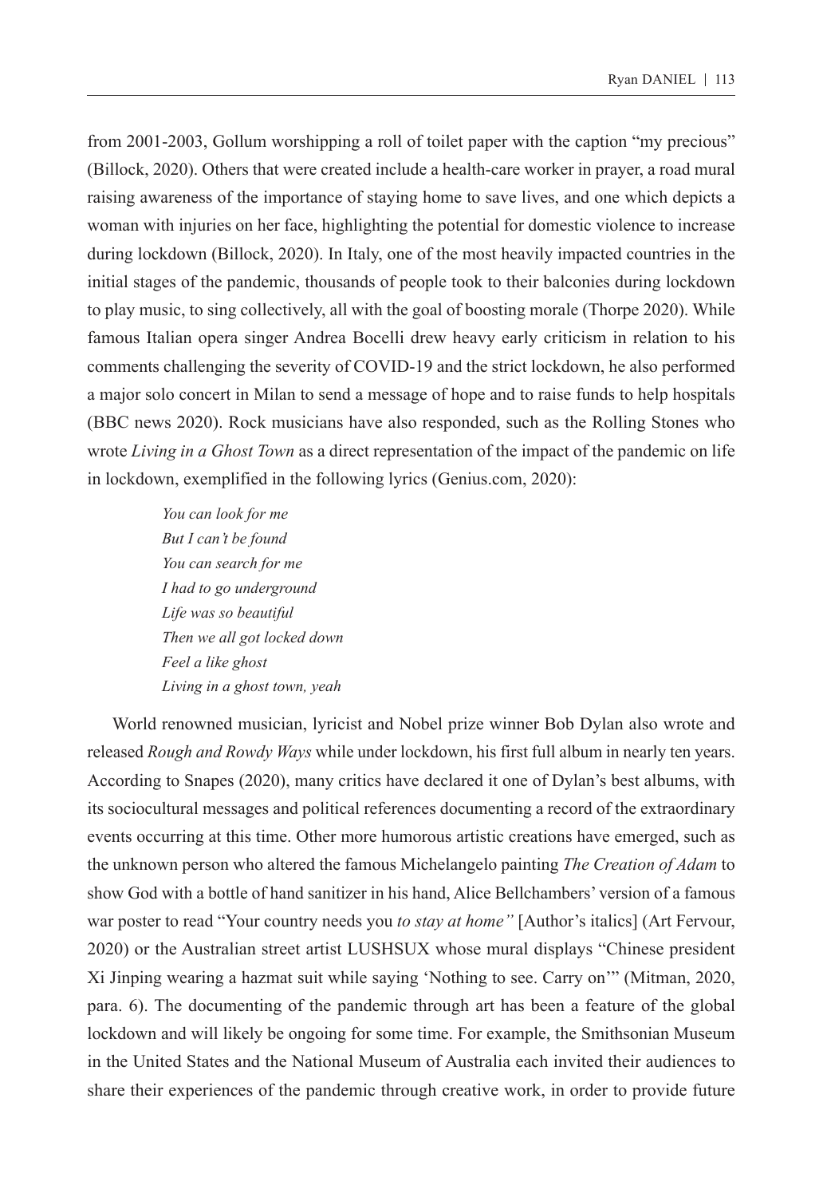from 2001-2003, Gollum worshipping a roll of toilet paper with the caption "my precious" (Billock, 2020). Others that were created include a health-care worker in prayer, a road mural raising awareness of the importance of staying home to save lives, and one which depicts a woman with injuries on her face, highlighting the potential for domestic violence to increase during lockdown (Billock, 2020). In Italy, one of the most heavily impacted countries in the initial stages of the pandemic, thousands of people took to their balconies during lockdown to play music, to sing collectively, all with the goal of boosting morale (Thorpe 2020). While famous Italian opera singer Andrea Bocelli drew heavy early criticism in relation to his comments challenging the severity of COVID-19 and the strict lockdown, he also performed a major solo concert in Milan to send a message of hope and to raise funds to help hospitals (BBC news 2020). Rock musicians have also responded, such as the Rolling Stones who wrote *Living in a Ghost Town* as a direct representation of the impact of the pandemic on life in lockdown, exemplified in the following lyrics (Genius.com, 2020):

> *You can look for me*
> *But I can't be found*
> *You can search for me*
> *I had to go underground*
> *Life was so beautiful*
> *Then we all got locked down*
> *Feel a like ghost*
> *Living in a ghost town, yeah*

World renowned musician, lyricist and Nobel prize winner Bob Dylan also wrote and released *Rough and Rowdy Ways* while under lockdown, his first full album in nearly ten years. According to Snapes (2020), many critics have declared it one of Dylan's best albums, with its sociocultural messages and political references documenting a record of the extraordinary events occurring at this time. Other more humorous artistic creations have emerged, such as the unknown person who altered the famous Michelangelo painting *The Creation of Adam* to show God with a bottle of hand sanitizer in his hand, Alice Bellchambers' version of a famous war poster to read "Your country needs you *to stay at home"* [Author's italics] (Art Fervour, 2020) or the Australian street artist LUSHSUX whose mural displays "Chinese president Xi Jinping wearing a hazmat suit while saying 'Nothing to see. Carry on'" (Mitman, 2020, para. 6). The documenting of the pandemic through art has been a feature of the global lockdown and will likely be ongoing for some time. For example, the Smithsonian Museum in the United States and the National Museum of Australia each invited their audiences to share their experiences of the pandemic through creative work, in order to provide future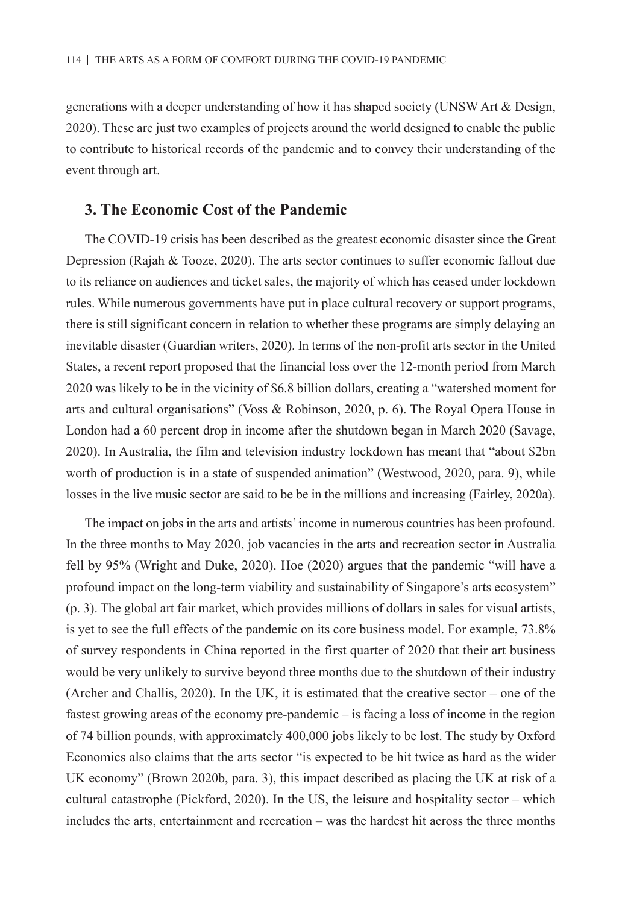generations with a deeper understanding of how it has shaped society (UNSW Art & Design, 2020). These are just two examples of projects around the world designed to enable the public to contribute to historical records of the pandemic and to convey their understanding of the event through art.

## 3. The Economic Cost of the Pandemic

The COVID-19 crisis has been described as the greatest economic disaster since the Great Depression (Rajah & Tooze, 2020). The arts sector continues to suffer economic fallout due to its reliance on audiences and ticket sales, the majority of which has ceased under lockdown rules. While numerous governments have put in place cultural recovery or support programs, there is still significant concern in relation to whether these programs are simply delaying an inevitable disaster (Guardian writers, 2020). In terms of the non-profit arts sector in the United States, a recent report proposed that the financial loss over the 12-month period from March 2020 was likely to be in the vicinity of $6.8 billion dollars, creating a "watershed moment for arts and cultural organisations" (Voss & Robinson, 2020, p. 6). The Royal Opera House in London had a 60 percent drop in income after the shutdown began in March 2020 (Savage, 2020). In Australia, the film and television industry lockdown has meant that "about $2bn worth of production is in a state of suspended animation" (Westwood, 2020, para. 9), while losses in the live music sector are said to be be in the millions and increasing (Fairley, 2020a).

The impact on jobs in the arts and artists' income in numerous countries has been profound. In the three months to May 2020, job vacancies in the arts and recreation sector in Australia fell by 95% (Wright and Duke, 2020). Hoe (2020) argues that the pandemic "will have a profound impact on the long-term viability and sustainability of Singapore's arts ecosystem" (p. 3). The global art fair market, which provides millions of dollars in sales for visual artists, is yet to see the full effects of the pandemic on its core business model. For example, 73.8% of survey respondents in China reported in the first quarter of 2020 that their art business would be very unlikely to survive beyond three months due to the shutdown of their industry (Archer and Challis, 2020). In the UK, it is estimated that the creative sector – one of the fastest growing areas of the economy pre-pandemic – is facing a loss of income in the region of 74 billion pounds, with approximately 400,000 jobs likely to be lost. The study by Oxford Economics also claims that the arts sector "is expected to be hit twice as hard as the wider UK economy" (Brown 2020b, para. 3), this impact described as placing the UK at risk of a cultural catastrophe (Pickford, 2020). In the US, the leisure and hospitality sector – which includes the arts, entertainment and recreation – was the hardest hit across the three months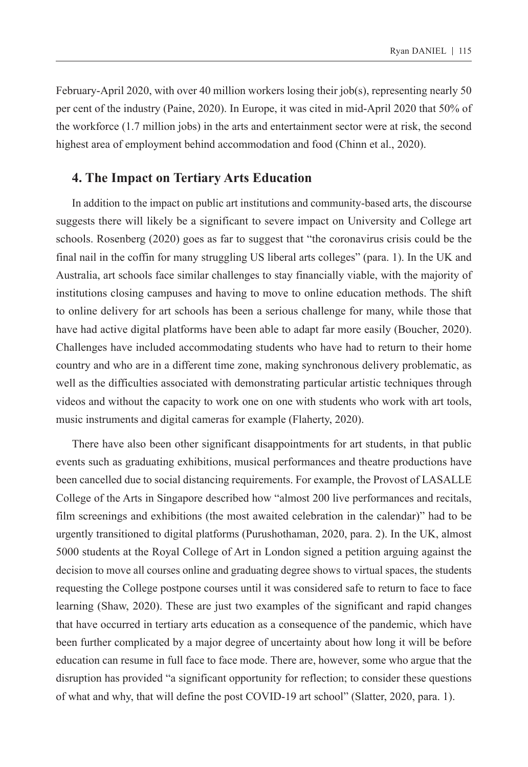February-April 2020, with over 40 million workers losing their job(s), representing nearly 50 per cent of the industry (Paine, 2020). In Europe, it was cited in mid-April 2020 that 50% of the workforce (1.7 million jobs) in the arts and entertainment sector were at risk, the second highest area of employment behind accommodation and food (Chinn et al., 2020).

## 4. The Impact on Tertiary Arts Education

In addition to the impact on public art institutions and community-based arts, the discourse suggests there will likely be a significant to severe impact on University and College art schools. Rosenberg (2020) goes as far to suggest that "the coronavirus crisis could be the final nail in the coffin for many struggling US liberal arts colleges" (para. 1). In the UK and Australia, art schools face similar challenges to stay financially viable, with the majority of institutions closing campuses and having to move to online education methods. The shift to online delivery for art schools has been a serious challenge for many, while those that have had active digital platforms have been able to adapt far more easily (Boucher, 2020). Challenges have included accommodating students who have had to return to their home country and who are in a different time zone, making synchronous delivery problematic, as well as the difficulties associated with demonstrating particular artistic techniques through videos and without the capacity to work one on one with students who work with art tools, music instruments and digital cameras for example (Flaherty, 2020).

There have also been other significant disappointments for art students, in that public events such as graduating exhibitions, musical performances and theatre productions have been cancelled due to social distancing requirements. For example, the Provost of LASALLE College of the Arts in Singapore described how "almost 200 live performances and recitals, film screenings and exhibitions (the most awaited celebration in the calendar)" had to be urgently transitioned to digital platforms (Purushothaman, 2020, para. 2). In the UK, almost 5000 students at the Royal College of Art in London signed a petition arguing against the decision to move all courses online and graduating degree shows to virtual spaces, the students requesting the College postpone courses until it was considered safe to return to face to face learning (Shaw, 2020). These are just two examples of the significant and rapid changes that have occurred in tertiary arts education as a consequence of the pandemic, which have been further complicated by a major degree of uncertainty about how long it will be before education can resume in full face to face mode. There are, however, some who argue that the disruption has provided "a significant opportunity for reflection; to consider these questions of what and why, that will define the post COVID-19 art school" (Slatter, 2020, para. 1).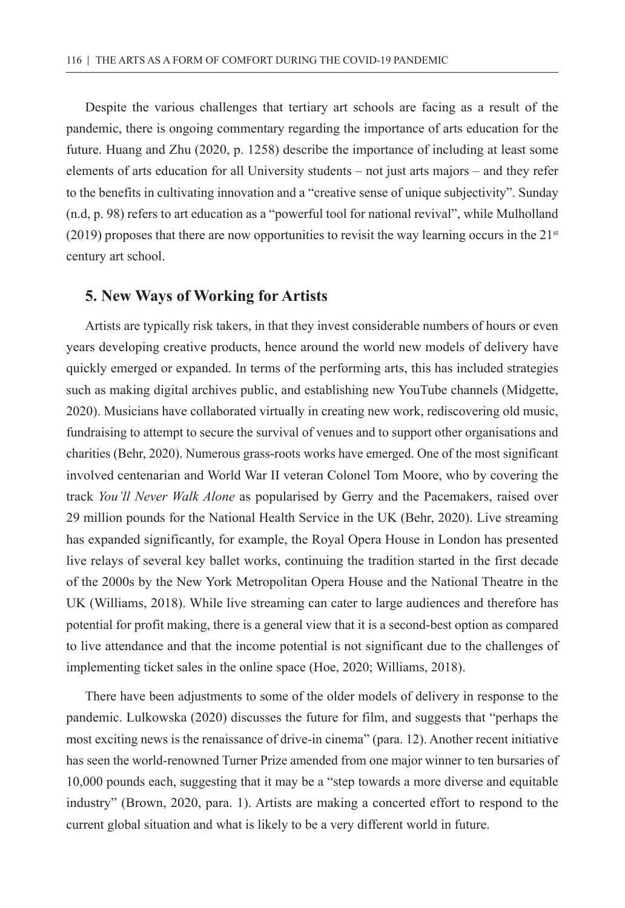Despite the various challenges that tertiary art schools are facing as a result of the pandemic, there is ongoing commentary regarding the importance of arts education for the future. Huang and Zhu (2020, p. 1258) describe the importance of including at least some elements of arts education for all University students – not just arts majors – and they refer to the benefits in cultivating innovation and a "creative sense of unique subjectivity". Sunday (n.d, p. 98) refers to art education as a "powerful tool for national revival", while Mulholland (2019) proposes that there are now opportunities to revisit the way learning occurs in the 21st century art school.

## 5. New Ways of Working for Artists

Artists are typically risk takers, in that they invest considerable numbers of hours or even years developing creative products, hence around the world new models of delivery have quickly emerged or expanded. In terms of the performing arts, this has included strategies such as making digital archives public, and establishing new YouTube channels (Midgette, 2020). Musicians have collaborated virtually in creating new work, rediscovering old music, fundraising to attempt to secure the survival of venues and to support other organisations and charities (Behr, 2020). Numerous grass-roots works have emerged. One of the most significant involved centenarian and World War II veteran Colonel Tom Moore, who by covering the track *You'll Never Walk Alone* as popularised by Gerry and the Pacemakers, raised over 29 million pounds for the National Health Service in the UK (Behr, 2020). Live streaming has expanded significantly, for example, the Royal Opera House in London has presented live relays of several key ballet works, continuing the tradition started in the first decade of the 2000s by the New York Metropolitan Opera House and the National Theatre in the UK (Williams, 2018). While live streaming can cater to large audiences and therefore has potential for profit making, there is a general view that it is a second-best option as compared to live attendance and that the income potential is not significant due to the challenges of implementing ticket sales in the online space (Hoe, 2020; Williams, 2018).

There have been adjustments to some of the older models of delivery in response to the pandemic. Lulkowska (2020) discusses the future for film, and suggests that "perhaps the most exciting news is the renaissance of drive-in cinema" (para. 12). Another recent initiative has seen the world-renowned Turner Prize amended from one major winner to ten bursaries of 10,000 pounds each, suggesting that it may be a "step towards a more diverse and equitable industry" (Brown, 2020, para. 1). Artists are making a concerted effort to respond to the current global situation and what is likely to be a very different world in future.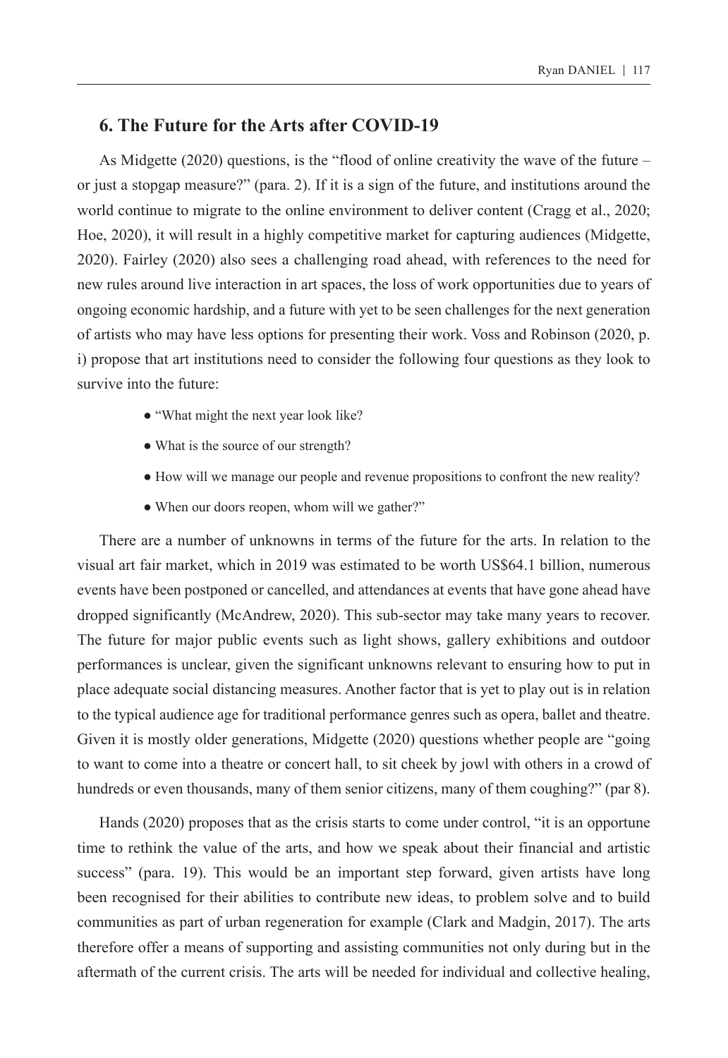## 6. The Future for the Arts after COVID-19

As Midgette (2020) questions, is the "flood of online creativity the wave of the future – or just a stopgap measure?" (para. 2). If it is a sign of the future, and institutions around the world continue to migrate to the online environment to deliver content (Cragg et al., 2020; Hoe, 2020), it will result in a highly competitive market for capturing audiences (Midgette, 2020). Fairley (2020) also sees a challenging road ahead, with references to the need for new rules around live interaction in art spaces, the loss of work opportunities due to years of ongoing economic hardship, and a future with yet to be seen challenges for the next generation of artists who may have less options for presenting their work. Voss and Robinson (2020, p. i) propose that art institutions need to consider the following four questions as they look to survive into the future:

- "What might the next year look like?
- What is the source of our strength?
- How will we manage our people and revenue propositions to confront the new reality?
- When our doors reopen, whom will we gather?"

There are a number of unknowns in terms of the future for the arts. In relation to the visual art fair market, which in 2019 was estimated to be worth US$64.1 billion, numerous events have been postponed or cancelled, and attendances at events that have gone ahead have dropped significantly (McAndrew, 2020). This sub-sector may take many years to recover. The future for major public events such as light shows, gallery exhibitions and outdoor performances is unclear, given the significant unknowns relevant to ensuring how to put in place adequate social distancing measures. Another factor that is yet to play out is in relation to the typical audience age for traditional performance genres such as opera, ballet and theatre. Given it is mostly older generations, Midgette (2020) questions whether people are "going to want to come into a theatre or concert hall, to sit cheek by jowl with others in a crowd of hundreds or even thousands, many of them senior citizens, many of them coughing?" (par 8).

Hands (2020) proposes that as the crisis starts to come under control, "it is an opportune time to rethink the value of the arts, and how we speak about their financial and artistic success" (para. 19). This would be an important step forward, given artists have long been recognised for their abilities to contribute new ideas, to problem solve and to build communities as part of urban regeneration for example (Clark and Madgin, 2017). The arts therefore offer a means of supporting and assisting communities not only during but in the aftermath of the current crisis. The arts will be needed for individual and collective healing,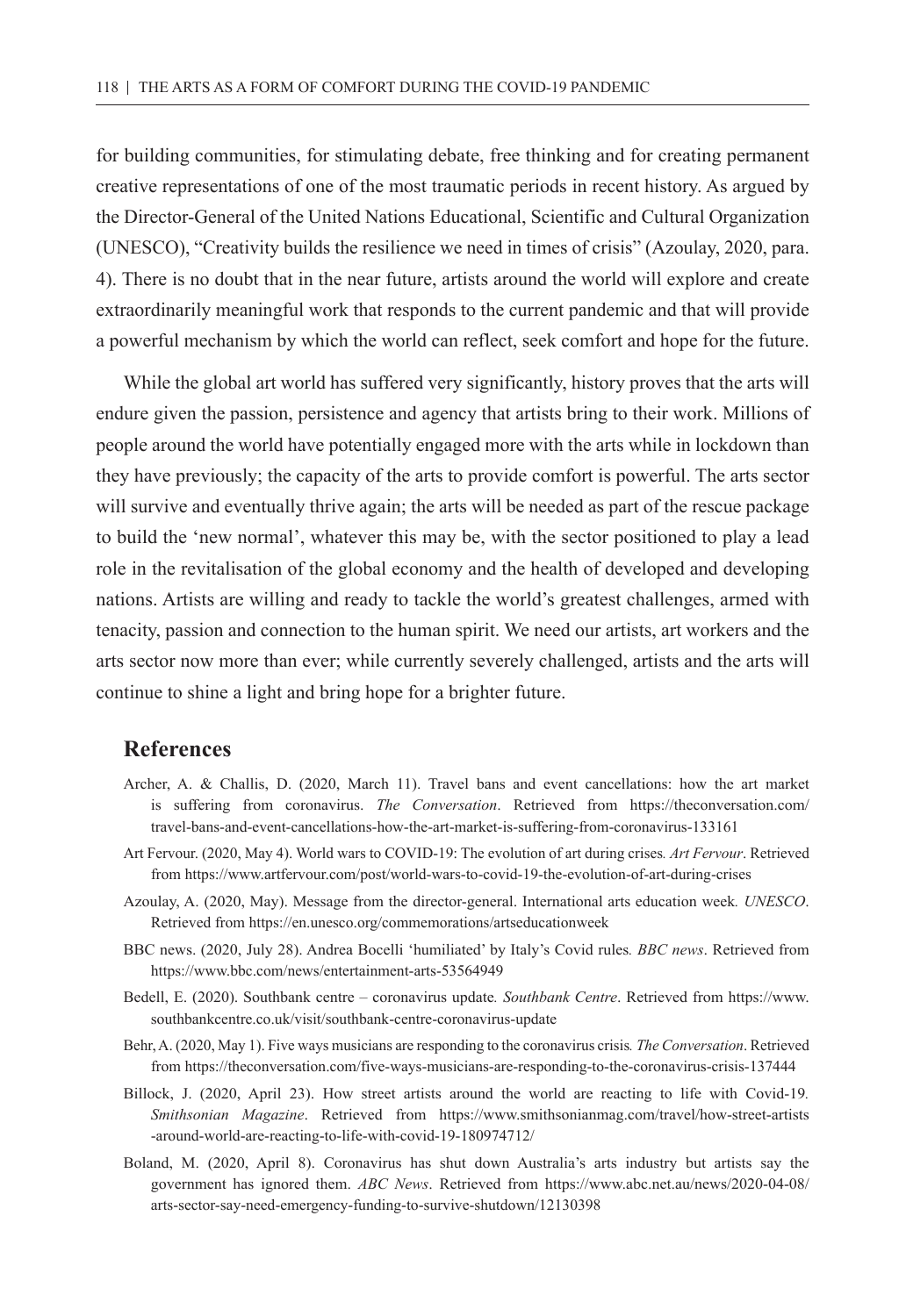for building communities, for stimulating debate, free thinking and for creating permanent creative representations of one of the most traumatic periods in recent history. As argued by the Director-General of the United Nations Educational, Scientific and Cultural Organization (UNESCO), "Creativity builds the resilience we need in times of crisis" (Azoulay, 2020, para. 4). There is no doubt that in the near future, artists around the world will explore and create extraordinarily meaningful work that responds to the current pandemic and that will provide a powerful mechanism by which the world can reflect, seek comfort and hope for the future.

While the global art world has suffered very significantly, history proves that the arts will endure given the passion, persistence and agency that artists bring to their work. Millions of people around the world have potentially engaged more with the arts while in lockdown than they have previously; the capacity of the arts to provide comfort is powerful. The arts sector will survive and eventually thrive again; the arts will be needed as part of the rescue package to build the 'new normal', whatever this may be, with the sector positioned to play a lead role in the revitalisation of the global economy and the health of developed and developing nations. Artists are willing and ready to tackle the world's greatest challenges, armed with tenacity, passion and connection to the human spirit. We need our artists, art workers and the arts sector now more than ever; while currently severely challenged, artists and the arts will continue to shine a light and bring hope for a brighter future.

## References

Archer, A. & Challis, D. (2020, March 11). Travel bans and event cancellations: how the art market is suffering from coronavirus. *The Conversation*. Retrieved from https://theconversation.com/travel-bans-and-event-cancellations-how-the-art-market-is-suffering-from-coronavirus-133161

Art Fervour. (2020, May 4). World wars to COVID-19: The evolution of art during crises. *Art Fervour*. Retrieved from https://www.artfervour.com/post/world-wars-to-covid-19-the-evolution-of-art-during-crises

Azoulay, A. (2020, May). Message from the director-general. International arts education week. *UNESCO*. Retrieved from https://en.unesco.org/commemorations/artseducationweek

BBC news. (2020, July 28). Andrea Bocelli 'humiliated' by Italy's Covid rules. *BBC news*. Retrieved from https://www.bbc.com/news/entertainment-arts-53564949

Bedell, E. (2020). Southbank centre – coronavirus update. *Southbank Centre*. Retrieved from https://www.southbankcentre.co.uk/visit/southbank-centre-coronavirus-update

Behr, A. (2020, May 1). Five ways musicians are responding to the coronavirus crisis. *The Conversation*. Retrieved from https://theconversation.com/five-ways-musicians-are-responding-to-the-coronavirus-crisis-137444

Billock, J. (2020, April 23). How street artists around the world are reacting to life with Covid-19. *Smithsonian Magazine*. Retrieved from https://www.smithsonianmag.com/travel/how-street-artists-around-world-are-reacting-to-life-with-covid-19-180974712/

Boland, M. (2020, April 8). Coronavirus has shut down Australia's arts industry but artists say the government has ignored them. *ABC News*. Retrieved from https://www.abc.net.au/news/2020-04-08/arts-sector-say-need-emergency-funding-to-survive-shutdown/12130398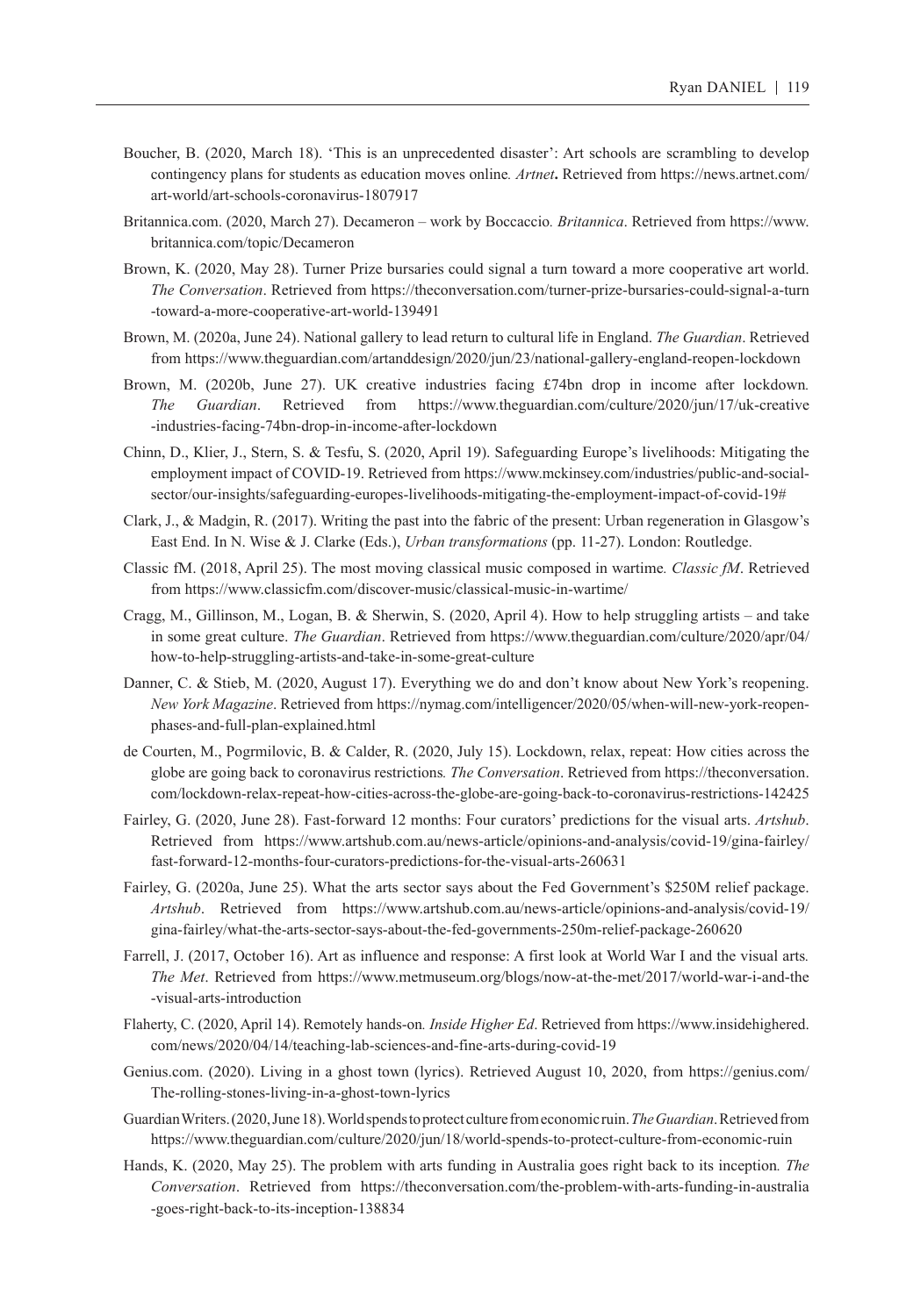Boucher, B. (2020, March 18). 'This is an unprecedented disaster': Art schools are scrambling to develop contingency plans for students as education moves online*. Artnet***.** Retrieved from https://news.artnet.com/art-world/art-schools-coronavirus-1807917

Britannica.com. (2020, March 27). Decameron – work by Boccaccio*. Britannica*. Retrieved from https://www.britannica.com/topic/Decameron

Brown, K. (2020, May 28). Turner Prize bursaries could signal a turn toward a more cooperative art world. *The Conversation*. Retrieved from https://theconversation.com/turner-prize-bursaries-could-signal-a-turn-toward-a-more-cooperative-art-world-139491

Brown, M. (2020a, June 24). National gallery to lead return to cultural life in England. *The Guardian*. Retrieved from https://www.theguardian.com/artanddesign/2020/jun/23/national-gallery-england-reopen-lockdown

Brown, M. (2020b, June 27). UK creative industries facing £74bn drop in income after lockdown*. The Guardian*. Retrieved from https://www.theguardian.com/culture/2020/jun/17/uk-creative-industries-facing-74bn-drop-in-income-after-lockdown

Chinn, D., Klier, J., Stern, S. & Tesfu, S. (2020, April 19). Safeguarding Europe's livelihoods: Mitigating the employment impact of COVID-19. Retrieved from https://www.mckinsey.com/industries/public-and-social-sector/our-insights/safeguarding-europes-livelihoods-mitigating-the-employment-impact-of-covid-19#

Clark, J., & Madgin, R. (2017). Writing the past into the fabric of the present: Urban regeneration in Glasgow's East End. In N. Wise & J. Clarke (Eds.), *Urban transformations* (pp. 11-27). London: Routledge.

Classic fM. (2018, April 25). The most moving classical music composed in wartime*. Classic fM*. Retrieved from https://www.classicfm.com/discover-music/classical-music-in-wartime/

Cragg, M., Gillinson, M., Logan, B. & Sherwin, S. (2020, April 4). How to help struggling artists – and take in some great culture. *The Guardian*. Retrieved from https://www.theguardian.com/culture/2020/apr/04/how-to-help-struggling-artists-and-take-in-some-great-culture

Danner, C. & Stieb, M. (2020, August 17). Everything we do and don't know about New York's reopening. *New York Magazine*. Retrieved from https://nymag.com/intelligencer/2020/05/when-will-new-york-reopen-phases-and-full-plan-explained.html

de Courten, M., Pogrmilovic, B. & Calder, R. (2020, July 15). Lockdown, relax, repeat: How cities across the globe are going back to coronavirus restrictions*. The Conversation*. Retrieved from https://theconversation.com/lockdown-relax-repeat-how-cities-across-the-globe-are-going-back-to-coronavirus-restrictions-142425

Fairley, G. (2020, June 28). Fast-forward 12 months: Four curators' predictions for the visual arts. *Artshub*. Retrieved from https://www.artshub.com.au/news-article/opinions-and-analysis/covid-19/gina-fairley/fast-forward-12-months-four-curators-predictions-for-the-visual-arts-260631

Fairley, G. (2020a, June 25). What the arts sector says about the Fed Government's $250M relief package. *Artshub*. Retrieved from https://www.artshub.com.au/news-article/opinions-and-analysis/covid-19/gina-fairley/what-the-arts-sector-says-about-the-fed-governments-250m-relief-package-260620

Farrell, J. (2017, October 16). Art as influence and response: A first look at World War I and the visual arts*. The Met*. Retrieved from https://www.metmuseum.org/blogs/now-at-the-met/2017/world-war-i-and-the-visual-arts-introduction

Flaherty, C. (2020, April 14). Remotely hands-on*. Inside Higher Ed*. Retrieved from https://www.insidehighered.com/news/2020/04/14/teaching-lab-sciences-and-fine-arts-during-covid-19

Genius.com. (2020). Living in a ghost town (lyrics). Retrieved August 10, 2020, from https://genius.com/The-rolling-stones-living-in-a-ghost-town-lyrics

Guardian Writers. (2020, June 18). World spends to protect culture from economic ruin. *The Guardian*. Retrieved from https://www.theguardian.com/culture/2020/jun/18/world-spends-to-protect-culture-from-economic-ruin

Hands, K. (2020, May 25). The problem with arts funding in Australia goes right back to its inception*. The Conversation*. Retrieved from https://theconversation.com/the-problem-with-arts-funding-in-australia-goes-right-back-to-its-inception-138834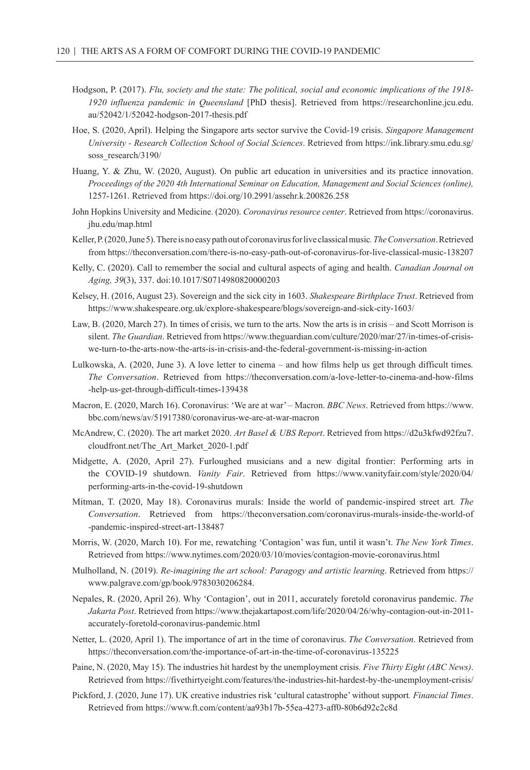Hodgson, P. (2017). *Flu, society and the state: The political, social and economic implications of the 1918-1920 influenza pandemic in Queensland* [PhD thesis]. Retrieved from https://researchonline.jcu.edu.au/52042/1/52042-hodgson-2017-thesis.pdf

Hoe, S. (2020, April). Helping the Singapore arts sector survive the Covid-19 crisis. *Singapore Management University - Research Collection School of Social Sciences*. Retrieved from https://ink.library.smu.edu.sg/soss_research/3190/

Huang, Y. & Zhu, W. (2020, August). On public art education in universities and its practice innovation. *Proceedings of the 2020 4th International Seminar on Education, Management and Social Sciences (online),* 1257-1261. Retrieved from https://doi.org/10.2991/assehr.k.200826.258

John Hopkins University and Medicine. (2020). *Coronavirus resource center*. Retrieved from https://coronavirus.jhu.edu/map.html

Keller, P. (2020, June 5). There is no easy path out of coronavirus for live classical music. *The Conversation*. Retrieved from https://theconversation.com/there-is-no-easy-path-out-of-coronavirus-for-live-classical-music-138207

Kelly, C. (2020). Call to remember the social and cultural aspects of aging and health. *Canadian Journal on Aging, 39*(3), 337. doi:10.1017/S0714980820000203

Kelsey, H. (2016, August 23). Sovereign and the sick city in 1603. *Shakespeare Birthplace Trust*. Retrieved from https://www.shakespeare.org.uk/explore-shakespeare/blogs/sovereign-and-sick-city-1603/

Law, B. (2020, March 27). In times of crisis, we turn to the arts. Now the arts is in crisis – and Scott Morrison is silent. *The Guardian*. Retrieved from https://www.theguardian.com/culture/2020/mar/27/in-times-of-crisis-we-turn-to-the-arts-now-the-arts-is-in-crisis-and-the-federal-government-is-missing-in-action

Lulkowska, A. (2020, June 3). A love letter to cinema – and how films help us get through difficult times. *The Conversation*. Retrieved from https://theconversation.com/a-love-letter-to-cinema-and-how-films-help-us-get-through-difficult-times-139438

Macron, E. (2020, March 16). Coronavirus: 'We are at war' – Macron. *BBC News*. Retrieved from https://www.bbc.com/news/av/51917380/coronavirus-we-are-at-war-macron

McAndrew, C. (2020). The art market 2020. *Art Basel & UBS Report*. Retrieved from https://d2u3kfwd92fzu7.cloudfront.net/The_Art_Market_2020-1.pdf

Midgette, A. (2020, April 27). Furloughed musicians and a new digital frontier: Performing arts in the COVID-19 shutdown. *Vanity Fair*. Retrieved from https://www.vanityfair.com/style/2020/04/performing-arts-in-the-covid-19-shutdown

Mitman, T. (2020, May 18). Coronavirus murals: Inside the world of pandemic-inspired street art. *The Conversation*. Retrieved from https://theconversation.com/coronavirus-murals-inside-the-world-of-pandemic-inspired-street-art-138487

Morris, W. (2020, March 10). For me, rewatching 'Contagion' was fun, until it wasn't. *The New York Times*. Retrieved from https://www.nytimes.com/2020/03/10/movies/contagion-movie-coronavirus.html

Mulholland, N. (2019). *Re-imagining the art school: Paragogy and artistic learning*. Retrieved from https://www.palgrave.com/gp/book/9783030206284.

Nepales, R. (2020, April 26). Why 'Contagion', out in 2011, accurately foretold coronavirus pandemic. *The Jakarta Post*. Retrieved from https://www.thejakartapost.com/life/2020/04/26/why-contagion-out-in-2011-accurately-foretold-coronavirus-pandemic.html

Netter, L. (2020, April 1). The importance of art in the time of coronavirus. *The Conversation*. Retrieved from https://theconversation.com/the-importance-of-art-in-the-time-of-coronavirus-135225

Paine, N. (2020, May 15). The industries hit hardest by the unemployment crisis. *Five Thirty Eight (ABC News)*. Retrieved from https://fivethirtyeight.com/features/the-industries-hit-hardest-by-the-unemployment-crisis/

Pickford, J. (2020, June 17). UK creative industries risk 'cultural catastrophe' without support. *Financial Times*. Retrieved from https://www.ft.com/content/aa93b17b-55ea-4273-aff0-80b6d92c2c8d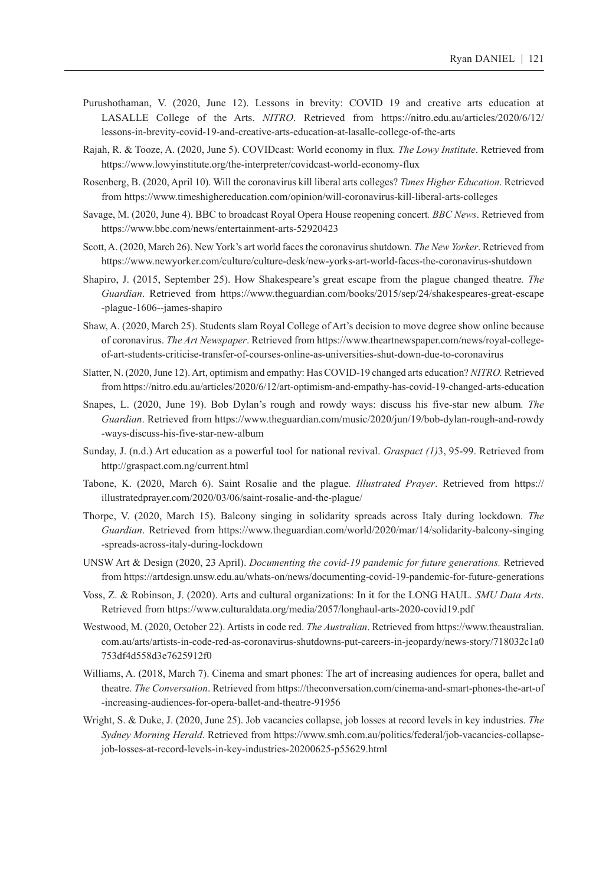Purushothaman, V. (2020, June 12). Lessons in brevity: COVID 19 and creative arts education at LASALLE College of the Arts. *NITRO*. Retrieved from https://nitro.edu.au/articles/2020/6/12/lessons-in-brevity-covid-19-and-creative-arts-education-at-lasalle-college-of-the-arts

Rajah, R. & Tooze, A. (2020, June 5). COVIDcast: World economy in flux. *The Lowy Institute*. Retrieved from https://www.lowyinstitute.org/the-interpreter/covidcast-world-economy-flux

Rosenberg, B. (2020, April 10). Will the coronavirus kill liberal arts colleges? *Times Higher Education*. Retrieved from https://www.timeshighereducation.com/opinion/will-coronavirus-kill-liberal-arts-colleges

Savage, M. (2020, June 4). BBC to broadcast Royal Opera House reopening concert. *BBC News*. Retrieved from https://www.bbc.com/news/entertainment-arts-52920423

Scott, A. (2020, March 26). New York's art world faces the coronavirus shutdown. *The New Yorker*. Retrieved from https://www.newyorker.com/culture/culture-desk/new-yorks-art-world-faces-the-coronavirus-shutdown

Shapiro, J. (2015, September 25). How Shakespeare's great escape from the plague changed theatre. *The Guardian*. Retrieved from https://www.theguardian.com/books/2015/sep/24/shakespeares-great-escape-plague-1606--james-shapiro

Shaw, A. (2020, March 25). Students slam Royal College of Art's decision to move degree show online because of coronavirus. *The Art Newspaper*. Retrieved from https://www.theartnewspaper.com/news/royal-college-of-art-students-criticise-transfer-of-courses-online-as-universities-shut-down-due-to-coronavirus

Slatter, N. (2020, June 12). Art, optimism and empathy: Has COVID-19 changed arts education? *NITRO*. Retrieved from https://nitro.edu.au/articles/2020/6/12/art-optimism-and-empathy-has-covid-19-changed-arts-education

Snapes, L. (2020, June 19). Bob Dylan's rough and rowdy ways: discuss his five-star new album. *The Guardian*. Retrieved from https://www.theguardian.com/music/2020/jun/19/bob-dylan-rough-and-rowdy-ways-discuss-his-five-star-new-album

Sunday, J. (n.d.) Art education as a powerful tool for national revival. *Graspact (1)*3, 95-99. Retrieved from http://graspact.com.ng/current.html

Tabone, K. (2020, March 6). Saint Rosalie and the plague. *Illustrated Prayer*. Retrieved from https://illustratedprayer.com/2020/03/06/saint-rosalie-and-the-plague/

Thorpe, V. (2020, March 15). Balcony singing in solidarity spreads across Italy during lockdown. *The Guardian*. Retrieved from https://www.theguardian.com/world/2020/mar/14/solidarity-balcony-singing-spreads-across-italy-during-lockdown

UNSW Art & Design (2020, 23 April). *Documenting the covid-19 pandemic for future generations.* Retrieved from https://artdesign.unsw.edu.au/whats-on/news/documenting-covid-19-pandemic-for-future-generations

Voss, Z. & Robinson, J. (2020). Arts and cultural organizations: In it for the LONG HAUL. *SMU Data Arts*. Retrieved from https://www.culturaldata.org/media/2057/longhaul-arts-2020-covid19.pdf

Westwood, M. (2020, October 22). Artists in code red. *The Australian*. Retrieved from https://www.theaustralian.com.au/arts/artists-in-code-red-as-coronavirus-shutdowns-put-careers-in-jeopardy/news-story/718032c1a0753df4d558d3e7625912f0

Williams, A. (2018, March 7). Cinema and smart phones: The art of increasing audiences for opera, ballet and theatre. *The Conversation*. Retrieved from https://theconversation.com/cinema-and-smart-phones-the-art-of-increasing-audiences-for-opera-ballet-and-theatre-91956

Wright, S. & Duke, J. (2020, June 25). Job vacancies collapse, job losses at record levels in key industries. *The Sydney Morning Herald*. Retrieved from https://www.smh.com.au/politics/federal/job-vacancies-collapse-job-losses-at-record-levels-in-key-industries-20200625-p55629.html